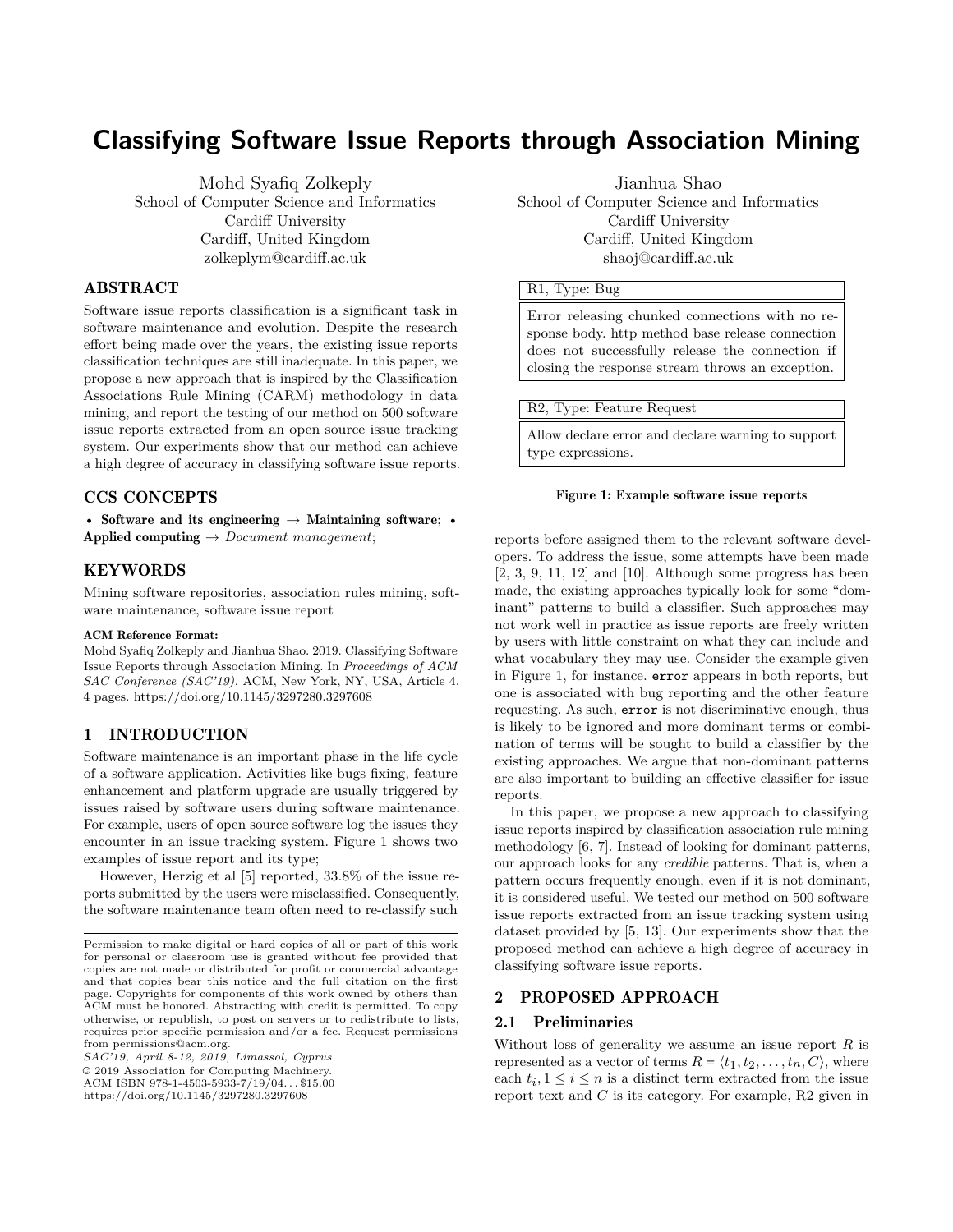# Classifying Software Issue Reports through Association Mining

Mohd Syafiq Zolkeply
School of Computer Science and Informatics
Cardiff University
Cardiff, United Kingdom
zolkeplym@cardiff.ac.uk

Jianhua Shao
School of Computer Science and Informatics
Cardiff University
Cardiff, United Kingdom
shaoj@cardiff.ac.uk

## ABSTRACT

Software issue reports classification is a significant task in software maintenance and evolution. Despite the research effort being made over the years, the existing issue reports classification techniques are still inadequate. In this paper, we propose a new approach that is inspired by the Classification Associations Rule Mining (CARM) methodology in data mining, and report the testing of our method on 500 software issue reports extracted from an open source issue tracking system. Our experiments show that our method can achieve a high degree of accuracy in classifying software issue reports.

## CCS CONCEPTS

- **Software and its engineering** → **Maintaining software**; • **Applied computing** → *Document management*;

## KEYWORDS

Mining software repositories, association rules mining, software maintenance, software issue report

**ACM Reference Format:**
Mohd Syafiq Zolkeply and Jianhua Shao. 2019. Classifying Software Issue Reports through Association Mining. In *Proceedings of ACM SAC Conference (SAC'19).* ACM, New York, NY, USA, Article 4, 4 pages. https://doi.org/10.1145/3297280.3297608

## 1 INTRODUCTION

Software maintenance is an important phase in the life cycle of a software application. Activities like bugs fixing, feature enhancement and platform upgrade are usually triggered by issues raised by software users during software maintenance. For example, users of open source software log the issues they encounter in an issue tracking system. Figure 1 shows two examples of issue report and its type;

However, Herzig et al [5] reported, 33.8% of the issue reports submitted by the users were misclassified. Consequently, the software maintenance team often need to re-classify such reports before assigned them to the relevant software developers. To address the issue, some attempts have been made [2, 3, 9, 11, 12] and [10]. Although some progress has been made, the existing approaches typically look for some "dominant" patterns to build a classifier. Such approaches may not work well in practice as issue reports are freely written by users with little constraint on what they can include and what vocabulary they may use. Consider the example given in Figure 1, for instance. `error` appears in both reports, but one is associated with bug reporting and the other feature requesting. As such, `error` is not discriminative enough, thus is likely to be ignored and more dominant terms or combination of terms will be sought to build a classifier by the existing approaches. We argue that non-dominant patterns are also important to building an effective classifier for issue reports.

| R1, Type: Bug |
|---|
| Error releasing chunked connections with no response body. http method base release connection does not successfully release the connection if closing the response stream throws an exception. |

| R2, Type: Feature Request |
|---|
| Allow declare error and declare warning to support type expressions. |

**Figure 1: Example software issue reports**

In this paper, we propose a new approach to classifying issue reports inspired by classification association rule mining methodology [6, 7]. Instead of looking for dominant patterns, our approach looks for any *credible* patterns. That is, when a pattern occurs frequently enough, even if it is not dominant, it is considered useful. We tested our method on 500 software issue reports extracted from an issue tracking system using dataset provided by [5, 13]. Our experiments show that the proposed method can achieve a high degree of accuracy in classifying software issue reports.

## 2 PROPOSED APPROACH

### 2.1 Preliminaries

Without loss of generality we assume an issue report $R$ is represented as a vector of terms $R = \langle t_1, t_2, \ldots, t_n, C\rangle$, where each $t_i, 1 \leq i \leq n$ is a distinct term extracted from the issue report text and $C$ is its category. For example, R2 given in

Permission to make digital or hard copies of all or part of this work for personal or classroom use is granted without fee provided that copies are not made or distributed for profit or commercial advantage and that copies bear this notice and the full citation on the first page. Copyrights for components of this work owned by others than ACM must be honored. Abstracting with credit is permitted. To copy otherwise, or republish, to post on servers or to redistribute to lists, requires prior specific permission and/or a fee. Request permissions from permissions@acm.org.
*SAC'19, April 8-12, 2019, Limassol, Cyprus*
© 2019 Association for Computing Machinery.
ACM ISBN 978-1-4503-5933-7/19/04...$15.00
https://doi.org/10.1145/3297280.3297608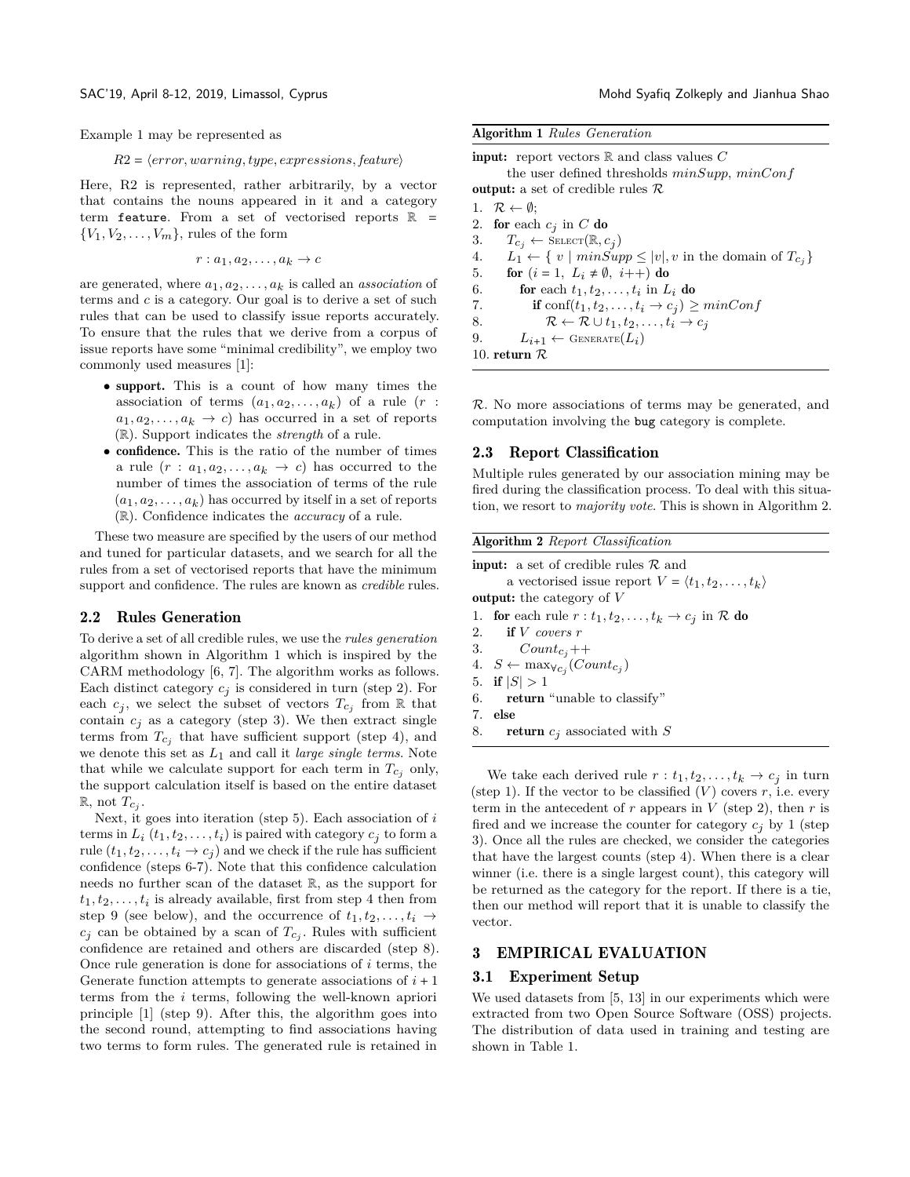Example 1 may be represented as

$$R2 = \langle error, warning, type, expressions, feature \rangle$$

Here, R2 is represented, rather arbitrarily, by a vector that contains the nouns appeared in it and a category term `feature`. From a set of vectorised reports $\mathbb{R} = \{V_1, V_2, \ldots, V_m\}$, rules of the form

$$r : a_1, a_2, \ldots, a_k \rightarrow c$$

are generated, where $a_1, a_2, \ldots, a_k$ is called an *association* of terms and $c$ is a category. Our goal is to derive a set of such rules that can be used to classify issue reports accurately. To ensure that the rules that we derive from a corpus of issue reports have some "minimal credibility", we employ two commonly used measures [1]:

- **support.** This is a count of how many times the association of terms $(a_1, a_2, \ldots, a_k)$ of a rule $(r : a_1, a_2, \ldots, a_k \rightarrow c)$ has occurred in a set of reports $(\mathbb{R})$. Support indicates the *strength* of a rule.
- **confidence.** This is the ratio of the number of times a rule $(r : a_1, a_2, \ldots, a_k \rightarrow c)$ has occurred to the number of times the association of terms of the rule $(a_1, a_2, \ldots, a_k)$ has occurred by itself in a set of reports $(\mathbb{R})$. Confidence indicates the *accuracy* of a rule.

These two measure are specified by the users of our method and tuned for particular datasets, and we search for all the rules from a set of vectorised reports that have the minimum support and confidence. The rules are known as *credible* rules.

## 2.2 Rules Generation

To derive a set of all credible rules, we use the *rules generation* algorithm shown in Algorithm 1 which is inspired by the CARM methodology [6, 7]. The algorithm works as follows. Each distinct category $c_j$ is considered in turn (step 2). For each $c_j$, we select the subset of vectors $T_{c_j}$ from $\mathbb{R}$ that contain $c_j$ as a category (step 3). We then extract single terms from $T_{c_j}$ that have sufficient support (step 4), and we denote this set as $L_1$ and call it *large single terms*. Note that while we calculate support for each term in $T_{c_j}$ only, the support calculation itself is based on the entire dataset $\mathbb{R}$, not $T_{c_j}$.

Next, it goes into iteration (step 5). Each association of $i$ terms in $L_i$ $(t_1, t_2, \ldots, t_i)$ is paired with category $c_j$ to form a rule $(t_1, t_2, \ldots, t_i \rightarrow c_j)$ and we check if the rule has sufficient confidence (steps 6-7). Note that this confidence calculation needs no further scan of the dataset $\mathbb{R}$, as the support for $t_1, t_2, \ldots, t_i$ is already available, first from step 4 then from step 9 (see below), and the occurrence of $t_1, t_2, \ldots, t_i \rightarrow c_j$ can be obtained by a scan of $T_{c_j}$. Rules with sufficient confidence are retained and others are discarded (step 8). Once rule generation is done for associations of $i$ terms, the Generate function attempts to generate associations of $i+1$ terms from the $i$ terms, following the well-known apriori principle [1] (step 9). After this, the algorithm goes into the second round, attempting to find associations having two terms to form rules. The generated rule is retained in $\mathcal{R}$. No more associations of terms may be generated, and computation involving the `bug` category is complete.

**Algorithm 1** *Rules Generation*

**input:** report vectors $\mathbb{R}$ and class values $C$
the user defined thresholds $minSupp$, $minConf$
**output:** a set of credible rules $\mathcal{R}$

1. $\mathcal{R} \leftarrow \emptyset$;
2. **for** each $c_j$ in $C$ **do**
3. $\quad T_{c_j} \leftarrow$ Select$(\mathbb{R}, c_j)$
4. $\quad L_1 \leftarrow \{\, v \mid minSupp \leq |v|, v$ in the domain of $T_{c_j} \}$
5. $\quad$ **for** $(i = 1,\ L_i \neq \emptyset,\ i{+}{+})$ **do**
6. $\quad\quad$ **for** each $t_1, t_2, \ldots, t_i$ in $L_i$ **do**
7. $\quad\quad\quad$ **if** $\text{conf}(t_1, t_2, \ldots, t_i \rightarrow c_j) \geq minConf$
8. $\quad\quad\quad\quad \mathcal{R} \leftarrow \mathcal{R} \cup t_1, t_2, \ldots, t_i \rightarrow c_j$
9. $\quad\quad L_{i+1} \leftarrow$ Generate$(L_i)$
10. **return** $\mathcal{R}$

## 2.3 Report Classification

Multiple rules generated by our association mining may be fired during the classification process. To deal with this situation, we resort to *majority vote*. This is shown in Algorithm 2.

**Algorithm 2** *Report Classification*

**input:** a set of credible rules $\mathcal{R}$ and
a vectorised issue report $V = \langle t_1, t_2, \ldots, t_k \rangle$
**output:** the category of $V$

1. **for** each rule $r : t_1, t_2, \ldots, t_k \rightarrow c_j$ in $\mathcal{R}$ **do**
2. $\quad$ **if** $V$ *covers* $r$
3. $\quad\quad Count_{c_j}{+}{+}$
4. $S \leftarrow \max_{\forall c_j}(Count_{c_j})$
5. **if** $|S| > 1$
6. $\quad$ **return** "unable to classify"
7. **else**
8. $\quad$ **return** $c_j$ associated with $S$

We take each derived rule $r : t_1, t_2, \ldots, t_k \rightarrow c_j$ in turn (step 1). If the vector to be classified $(V)$ covers $r$, i.e. every term in the antecedent of $r$ appears in $V$ (step 2), then $r$ is fired and we increase the counter for category $c_j$ by 1 (step 3). Once all the rules are checked, we consider the categories that have the largest counts (step 4). When there is a clear winner (i.e. there is a single largest count), this category will be returned as the category for the report. If there is a tie, then our method will report that it is unable to classify the vector.

# 3 EMPIRICAL EVALUATION

## 3.1 Experiment Setup

We used datasets from [5, 13] in our experiments which were extracted from two Open Source Software (OSS) projects. The distribution of data used in training and testing are shown in Table 1.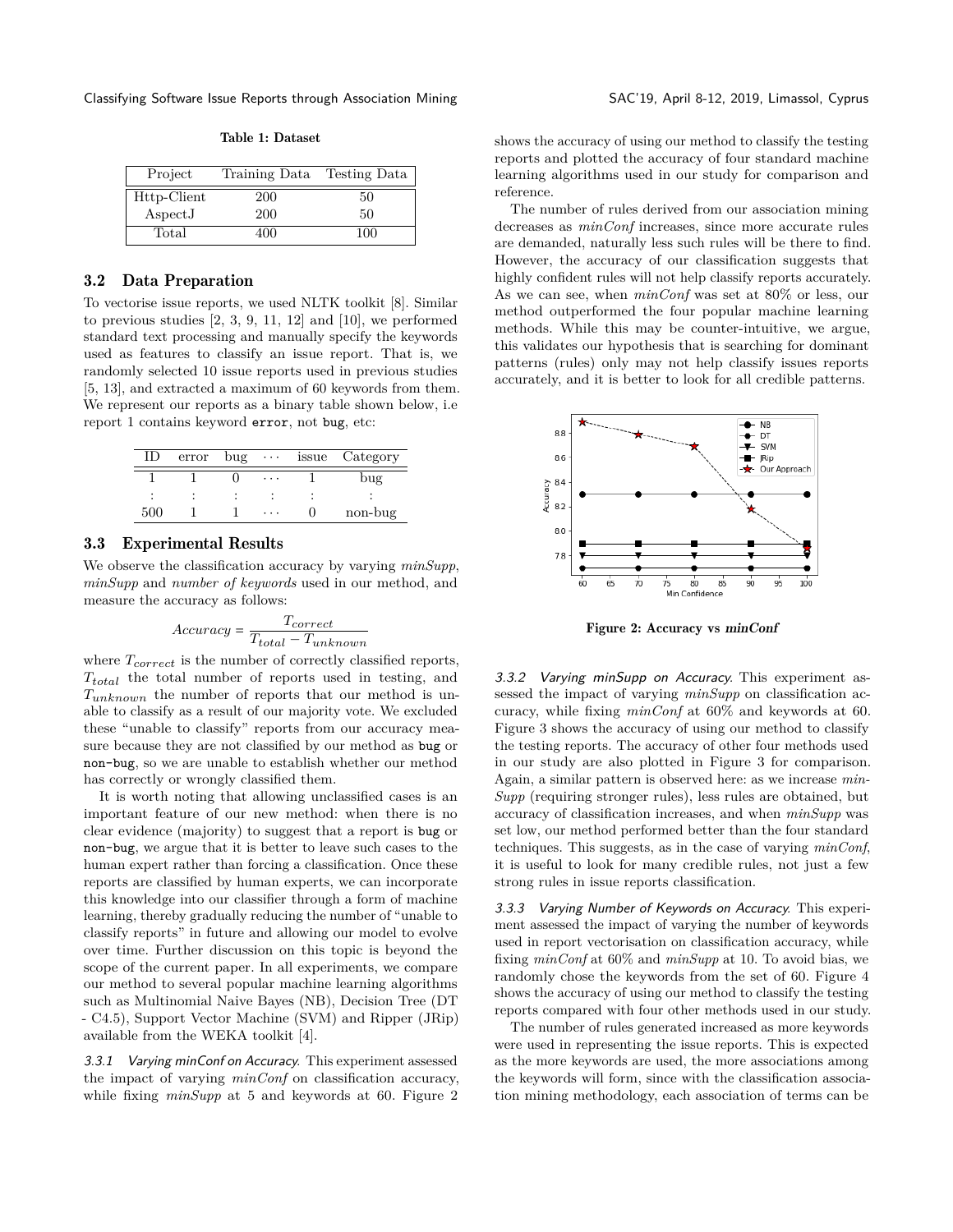**Table 1: Dataset**

| Project | Training Data | Testing Data |
|---|---|---|
| Http-Client | 200 | 50 |
| AspectJ | 200 | 50 |
| Total | 400 | 100 |

## 3.2 Data Preparation

To vectorise issue reports, we used NLTK toolkit [8]. Similar to previous studies [2, 3, 9, 11, 12] and [10], we performed standard text processing and manually specify the keywords used as features to classify an issue report. That is, we randomly selected 10 issue reports used in previous studies [5, 13], and extracted a maximum of 60 keywords from them. We represent our reports as a binary table shown below, i.e report 1 contains keyword `error`, not `bug`, etc:

| ID | error | bug | $\cdots$ | issue | Category |
|---|---|---|---|---|---|
| 1 | 1 | 0 | $\cdots$ | 1 | bug |
| : | : | : | : | : | : |
| 500 | 1 | 1 | $\cdots$ | 0 | non-bug |

## 3.3 Experimental Results

We observe the classification accuracy by varying *minSupp*, *minSupp* and *number of keywords* used in our method, and measure the accuracy as follows:

$$Accuracy = \frac{T_{correct}}{T_{total} - T_{unknown}}$$

where $T_{correct}$ is the number of correctly classified reports, $T_{total}$ the total number of reports used in testing, and $T_{unknown}$ the number of reports that our method is unable to classify as a result of our majority vote. We excluded these "unable to classify" reports from our accuracy measure because they are not classified by our method as `bug` or `non-bug`, so we are unable to establish whether our method has correctly or wrongly classified them.

It is worth noting that allowing unclassified cases is an important feature of our new method: when there is no clear evidence (majority) to suggest that a report is `bug` or `non-bug`, we argue that it is better to leave such cases to the human expert rather than forcing a classification. Once these reports are classified by human experts, we can incorporate this knowledge into our classifier through a form of machine learning, thereby gradually reducing the number of "unable to classify reports" in future and allowing our model to evolve over time. Further discussion on this topic is beyond the scope of the current paper. In all experiments, we compare our method to several popular machine learning algorithms such as Multinomial Naive Bayes (NB), Decision Tree (DT - C4.5), Support Vector Machine (SVM) and Ripper (JRip) available from the WEKA toolkit [4].

*3.3.1 Varying minConf on Accuracy.* This experiment assessed the impact of varying *minConf* on classification accuracy, while fixing *minSupp* at 5 and keywords at 60. Figure 2 shows the accuracy of using our method to classify the testing reports and plotted the accuracy of four standard machine learning algorithms used in our study for comparison and reference.

The number of rules derived from our association mining decreases as *minConf* increases, since more accurate rules are demanded, naturally less such rules will be there to find. However, the accuracy of our classification suggests that highly confident rules will not help classify reports accurately. As we can see, when *minConf* was set at 80% or less, our method outperformed the four popular machine learning methods. While this may be counter-intuitive, we argue, this validates our hypothesis that is searching for dominant patterns (rules) only may not help classify issues reports accurately, and it is better to look for all credible patterns.

NB
DT
SVM
JRip
Our Approach
Accuracy
88
86
84
82
80
78
60 65 70 75 80 85 90 95 100
Min Confidence

**Figure 2: Accuracy vs *minConf***

*3.3.2 Varying minSupp on Accuracy.* This experiment assessed the impact of varying *minSupp* on classification accuracy, while fixing *minConf* at 60% and keywords at 60. Figure 3 shows the accuracy of using our method to classify the testing reports. The accuracy of other four methods used in our study are also plotted in Figure 3 for comparison. Again, a similar pattern is observed here: as we increase *minSupp* (requiring stronger rules), less rules are obtained, but accuracy of classification increases, and when *minSupp* was set low, our method performed better than the four standard techniques. This suggests, as in the case of varying *minConf*, it is useful to look for many credible rules, not just a few strong rules in issue reports classification.

*3.3.3 Varying Number of Keywords on Accuracy.* This experiment assessed the impact of varying the number of keywords used in report vectorisation on classification accuracy, while fixing *minConf* at 60% and *minSupp* at 10. To avoid bias, we randomly chose the keywords from the set of 60. Figure 4 shows the accuracy of using our method to classify the testing reports compared with four other methods used in our study.

The number of rules generated increased as more keywords were used in representing the issue reports. This is expected as the more keywords are used, the more associations among the keywords will form, since with the classification association mining methodology, each association of terms can be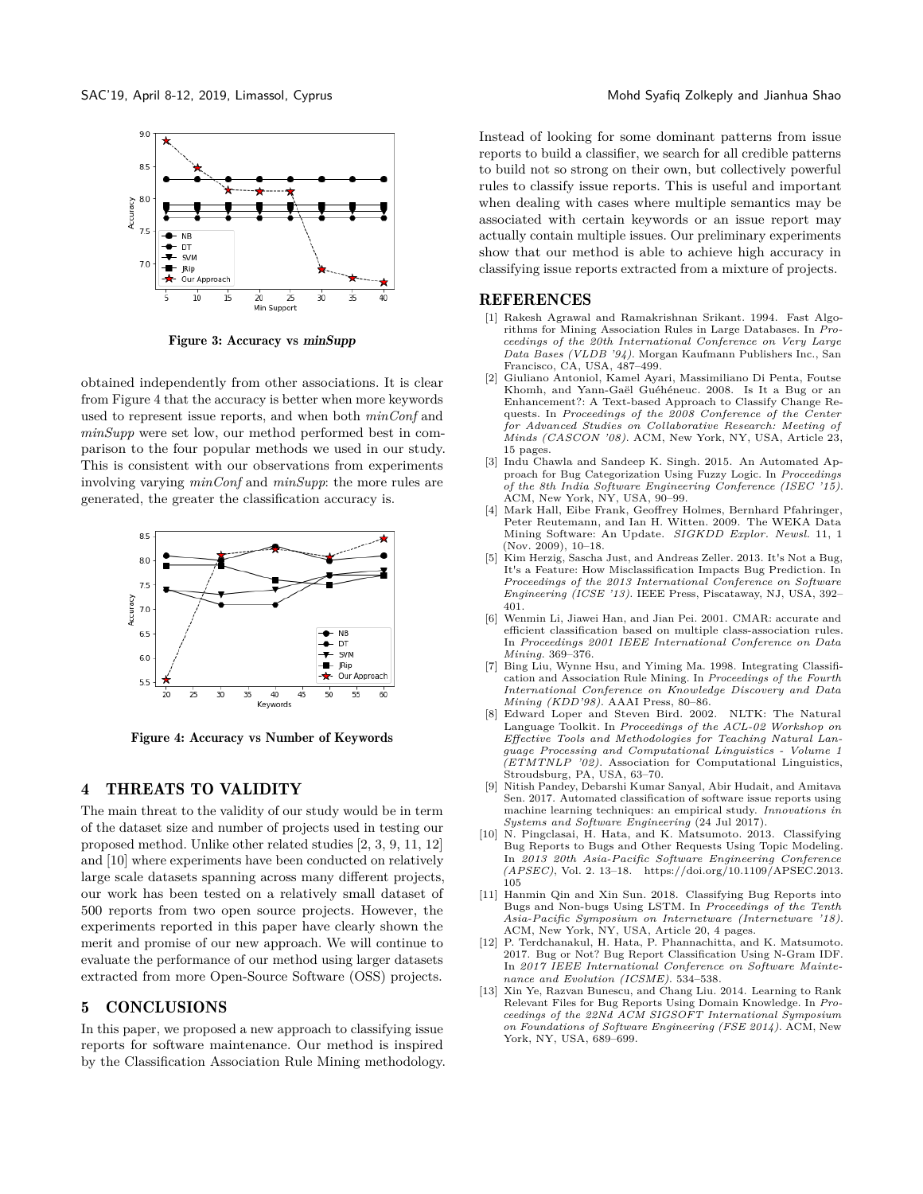9.0
8.5
8.0
7.5
7.0
Accuracy
5 10 15 20 25 30 35 40
Min Support
NB
DT
SVM
JRip
Our Approach

**Figure 3: Accuracy vs *minSupp***

obtained independently from other associations. It is clear from Figure 4 that the accuracy is better when more keywords used to represent issue reports, and when both *minConf* and *minSupp* were set low, our method performed best in comparison to the four popular methods we used in our study. This is consistent with our observations from experiments involving varying *minConf* and *minSupp*: the more rules are generated, the greater the classification accuracy is.

8.5
8.0
7.5
7.0
6.5
6.0
5.5
Accuracy
20 25 30 35 40 45 50 55 60
Keywords
NB
DT
SVM
JRip
Our Approach

**Figure 4: Accuracy vs Number of Keywords**

## 4 THREATS TO VALIDITY

The main threat to the validity of our study would be in term of the dataset size and number of projects used in testing our proposed method. Unlike other related studies [2, 3, 9, 11, 12] and [10] where experiments have been conducted on relatively large scale datasets spanning across many different projects, our work has been tested on a relatively small dataset of 500 reports from two open source projects. However, the experiments reported in this paper have clearly shown the merit and promise of our new approach. We will continue to evaluate the performance of our method using larger datasets extracted from more Open-Source Software (OSS) projects.

## 5 CONCLUSIONS

In this paper, we proposed a new approach to classifying issue reports for software maintenance. Our method is inspired by the Classification Association Rule Mining methodology. Instead of looking for some dominant patterns from issue reports to build a classifier, we search for all credible patterns to build not so strong on their own, but collectively powerful rules to classify issue reports. This is useful and important when dealing with cases where multiple semantics may be associated with certain keywords or an issue report may actually contain multiple issues. Our preliminary experiments show that our method is able to achieve high accuracy in classifying issue reports extracted from a mixture of projects.

## REFERENCES

[1] Rakesh Agrawal and Ramakrishnan Srikant. 1994. Fast Algorithms for Mining Association Rules in Large Databases. In *Proceedings of the 20th International Conference on Very Large Data Bases (VLDB '94)*. Morgan Kaufmann Publishers Inc., San Francisco, CA, USA, 487–499.

[2] Giuliano Antoniol, Kamel Ayari, Massimiliano Di Penta, Foutse Khomh, and Yann-Gaël Guéhéneuc. 2008. Is It a Bug or an Enhancement?: A Text-based Approach to Classify Change Requests. In *Proceedings of the 2008 Conference of the Center for Advanced Studies on Collaborative Research: Meeting of Minds (CASCON '08)*. ACM, New York, NY, USA, Article 23, 15 pages.

[3] Indu Chawla and Sandeep K. Singh. 2015. An Automated Approach for Bug Categorization Using Fuzzy Logic. In *Proceedings of the 8th India Software Engineering Conference (ISEC '15)*. ACM, New York, NY, USA, 90–99.

[4] Mark Hall, Eibe Frank, Geoffrey Holmes, Bernhard Pfahringer, Peter Reutemann, and Ian H. Witten. 2009. The WEKA Data Mining Software: An Update. *SIGKDD Explor. Newsl.* 11, 1 (Nov. 2009), 10–18.

[5] Kim Herzig, Sascha Just, and Andreas Zeller. 2013. It's Not a Bug, It's a Feature: How Misclassification Impacts Bug Prediction. In *Proceedings of the 2013 International Conference on Software Engineering (ICSE '13)*. IEEE Press, Piscataway, NJ, USA, 392–401.

[6] Wenmin Li, Jiawei Han, and Jian Pei. 2001. CMAR: accurate and efficient classification based on multiple class-association rules. In *Proceedings 2001 IEEE International Conference on Data Mining*. 369–376.

[7] Bing Liu, Wynne Hsu, and Yiming Ma. 1998. Integrating Classification and Association Rule Mining. In *Proceedings of the Fourth International Conference on Knowledge Discovery and Data Mining (KDD'98)*. AAAI Press, 80–86.

[8] Edward Loper and Steven Bird. 2002. NLTK: The Natural Language Toolkit. In *Proceedings of the ACL-02 Workshop on Effective Tools and Methodologies for Teaching Natural Language Processing and Computational Linguistics - Volume 1 (ETMTNLP '02)*. Association for Computational Linguistics, Stroudsburg, PA, USA, 63–70.

[9] Nitish Pandey, Debarshi Kumar Sanyal, Abir Hudait, and Amitava Sen. 2017. Automated classification of software issue reports using machine learning techniques: an empirical study. *Innovations in Systems and Software Engineering* (24 Jul 2017).

[10] N. Pingclasai, H. Hata, and K. Matsumoto. 2013. Classifying Bug Reports to Bugs and Other Requests Using Topic Modeling. In *2013 20th Asia-Pacific Software Engineering Conference (APSEC)*, Vol. 2. 13–18. https://doi.org/10.1109/APSEC.2013.105

[11] Hanmin Qin and Xin Sun. 2018. Classifying Bug Reports into Bugs and Non-bugs Using LSTM. In *Proceedings of the Tenth Asia-Pacific Symposium on Internetware (Internetware '18)*. ACM, New York, NY, USA, Article 20, 4 pages.

[12] P. Terdchanakul, H. Hata, P. Phannachitta, and K. Matsumoto. 2017. Bug or Not? Bug Report Classification Using N-Gram IDF. In *2017 IEEE International Conference on Software Maintenance and Evolution (ICSME)*. 534–538.

[13] Xin Ye, Razvan Bunescu, and Chang Liu. 2014. Learning to Rank Relevant Files for Bug Reports Using Domain Knowledge. In *Proceedings of the 22Nd ACM SIGSOFT International Symposium on Foundations of Software Engineering (FSE 2014)*. ACM, New York, NY, USA, 689–699.